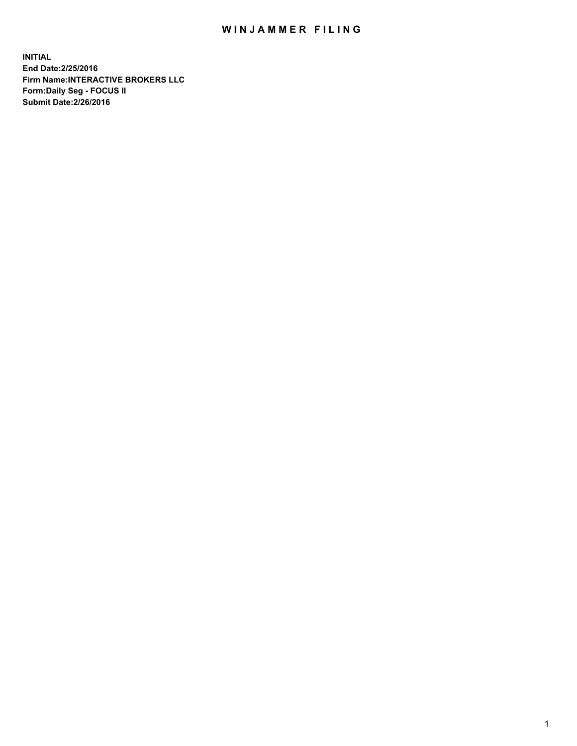# WINJAMMER FILING

**INITIAL**
**End Date:2/25/2016**
**Firm Name:INTERACTIVE BROKERS LLC**
**Form:Daily Seg - FOCUS II**
**Submit Date:2/26/2016**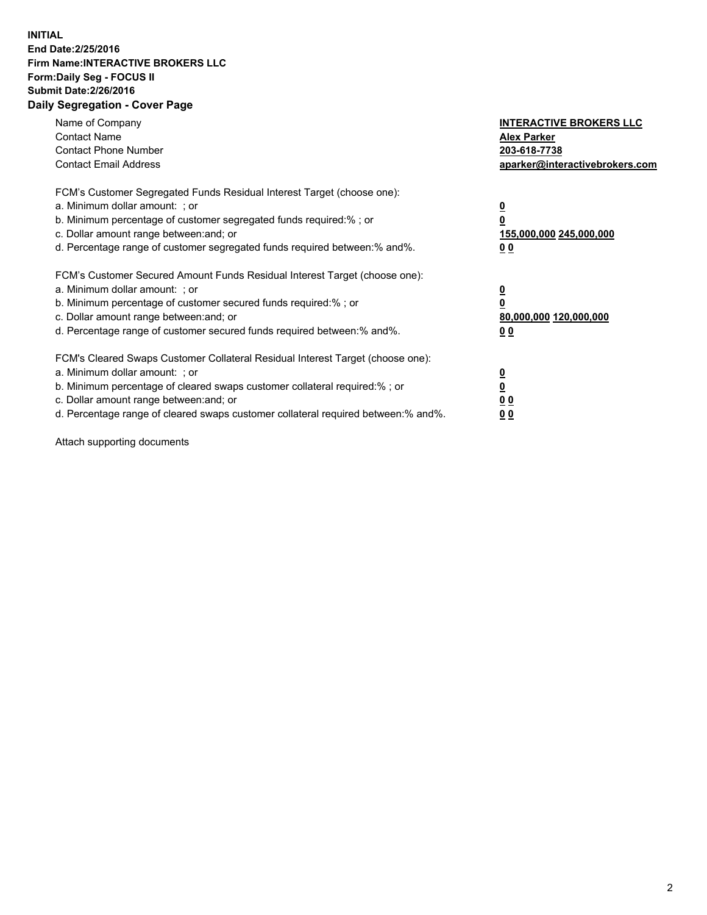**INITIAL**
**End Date:2/25/2016**
**Firm Name:INTERACTIVE BROKERS LLC**
**Form:Daily Seg - FOCUS II**
**Submit Date:2/26/2016**

## Daily Segregation - Cover Page

| | |
|---|---|
| Name of Company | **INTERACTIVE BROKERS LLC** |
| Contact Name | **Alex Parker** |
| Contact Phone Number | **203-618-7738** |
| Contact Email Address | **aparker@interactivebrokers.com** |

FCM's Customer Segregated Funds Residual Interest Target (choose one):

| | |
|---|---|
| a. Minimum dollar amount: ; or | **0** |
| b. Minimum percentage of customer segregated funds required:% ; or | **0** |
| c. Dollar amount range between:and; or | **155,000,000 245,000,000** |
| d. Percentage range of customer segregated funds required between:% and%. | **0 0** |

FCM's Customer Secured Amount Funds Residual Interest Target (choose one):

| | |
|---|---|
| a. Minimum dollar amount: ; or | **0** |
| b. Minimum percentage of customer secured funds required:% ; or | **0** |
| c. Dollar amount range between:and; or | **80,000,000 120,000,000** |
| d. Percentage range of customer secured funds required between:% and%. | **0 0** |

FCM's Cleared Swaps Customer Collateral Residual Interest Target (choose one):

| | |
|---|---|
| a. Minimum dollar amount: ; or | **0** |
| b. Minimum percentage of cleared swaps customer collateral required:% ; or | **0** |
| c. Dollar amount range between:and; or | **0 0** |
| d. Percentage range of cleared swaps customer collateral required between:% and%. | **0 0** |

Attach supporting documents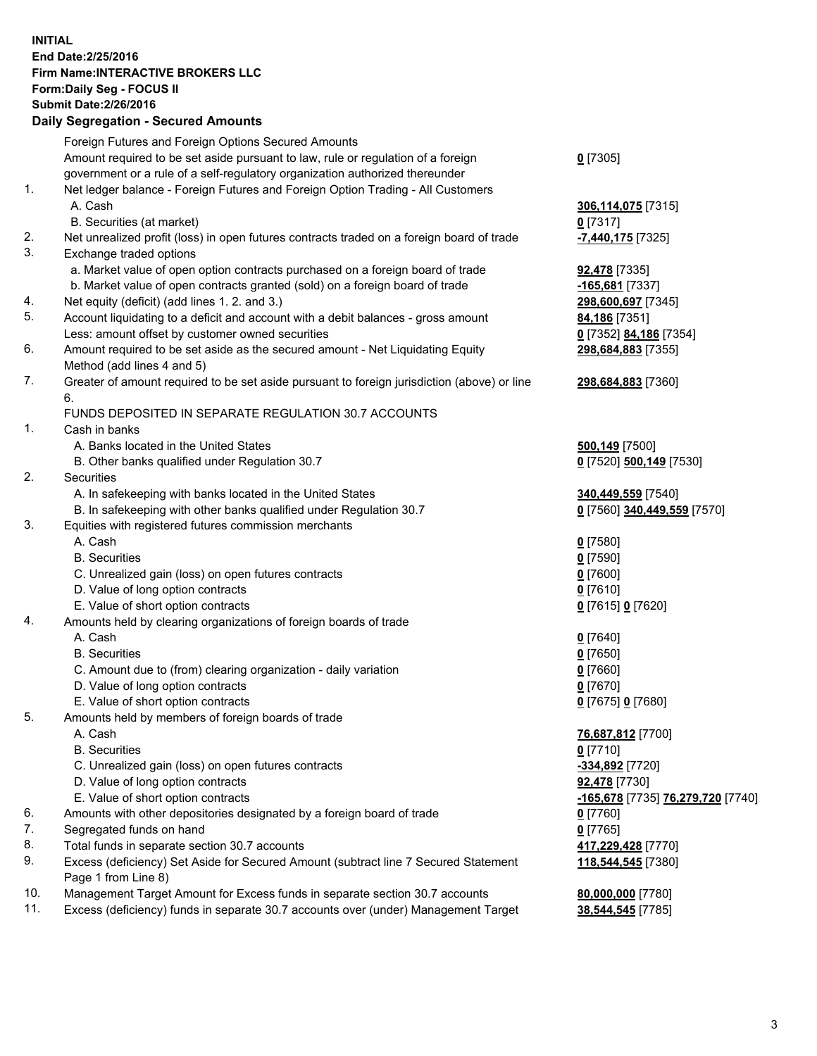**INITIAL**
**End Date:2/25/2016**
**Firm Name:INTERACTIVE BROKERS LLC**
**Form:Daily Seg - FOCUS II**
**Submit Date:2/26/2016**

**Daily Segregation - Secured Amounts**

| | | |
|---|---|---|
| | Foreign Futures and Foreign Options Secured Amounts | |
| | Amount required to be set aside pursuant to law, rule or regulation of a foreign government or a rule of a self-regulatory organization authorized thereunder | **0** [7305] |
| 1. | Net ledger balance - Foreign Futures and Foreign Option Trading - All Customers | |
| | A. Cash | **306,114,075** [7315] |
| | B. Securities (at market) | **0** [7317] |
| 2. | Net unrealized profit (loss) in open futures contracts traded on a foreign board of trade | **-7,440,175** [7325] |
| 3. | Exchange traded options | |
| | a. Market value of open option contracts purchased on a foreign board of trade | **92,478** [7335] |
| | b. Market value of open contracts granted (sold) on a foreign board of trade | **-165,681** [7337] |
| 4. | Net equity (deficit) (add lines 1. 2. and 3.) | **298,600,697** [7345] |
| 5. | Account liquidating to a deficit and account with a debit balances - gross amount | **84,186** [7351] |
| | Less: amount offset by customer owned securities | **0** [7352] **84,186** [7354] |
| 6. | Amount required to be set aside as the secured amount - Net Liquidating Equity Method (add lines 4 and 5) | **298,684,883** [7355] |
| 7. | Greater of amount required to be set aside pursuant to foreign jurisdiction (above) or line 6. | **298,684,883** [7360] |
| | FUNDS DEPOSITED IN SEPARATE REGULATION 30.7 ACCOUNTS | |
| 1. | Cash in banks | |
| | A. Banks located in the United States | **500,149** [7500] |
| | B. Other banks qualified under Regulation 30.7 | **0** [7520] **500,149** [7530] |
| 2. | Securities | |
| | A. In safekeeping with banks located in the United States | **340,449,559** [7540] |
| | B. In safekeeping with other banks qualified under Regulation 30.7 | **0** [7560] **340,449,559** [7570] |
| 3. | Equities with registered futures commission merchants | |
| | A. Cash | **0** [7580] |
| | B. Securities | **0** [7590] |
| | C. Unrealized gain (loss) on open futures contracts | **0** [7600] |
| | D. Value of long option contracts | **0** [7610] |
| | E. Value of short option contracts | **0** [7615] **0** [7620] |
| 4. | Amounts held by clearing organizations of foreign boards of trade | |
| | A. Cash | **0** [7640] |
| | B. Securities | **0** [7650] |
| | C. Amount due to (from) clearing organization - daily variation | **0** [7660] |
| | D. Value of long option contracts | **0** [7670] |
| | E. Value of short option contracts | **0** [7675] **0** [7680] |
| 5. | Amounts held by members of foreign boards of trade | |
| | A. Cash | **76,687,812** [7700] |
| | B. Securities | **0** [7710] |
| | C. Unrealized gain (loss) on open futures contracts | **-334,892** [7720] |
| | D. Value of long option contracts | **92,478** [7730] |
| | E. Value of short option contracts | **-165,678** [7735] **76,279,720** [7740] |
| 6. | Amounts with other depositories designated by a foreign board of trade | **0** [7760] |
| 7. | Segregated funds on hand | **0** [7765] |
| 8. | Total funds in separate section 30.7 accounts | **417,229,428** [7770] |
| 9. | Excess (deficiency) Set Aside for Secured Amount (subtract line 7 Secured Statement Page 1 from Line 8) | **118,544,545** [7380] |
| 10. | Management Target Amount for Excess funds in separate section 30.7 accounts | **80,000,000** [7780] |
| 11. | Excess (deficiency) funds in separate 30.7 accounts over (under) Management Target | **38,544,545** [7785] |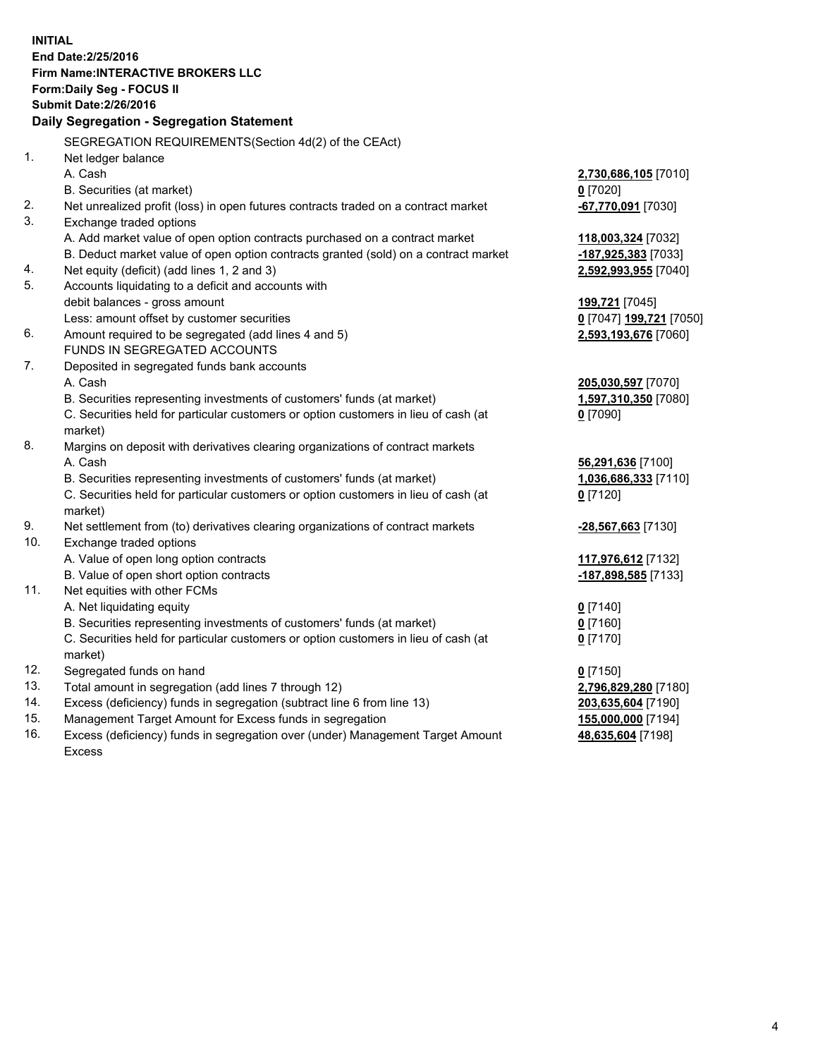**INITIAL**
**End Date:2/25/2016**
**Firm Name:INTERACTIVE BROKERS LLC**
**Form:Daily Seg - FOCUS II**
**Submit Date:2/26/2016**

## Daily Segregation - Segregation Statement

| | | |
|---|---|---|
| | SEGREGATION REQUIREMENTS(Section 4d(2) of the CEAct) | |
| 1. | Net ledger balance | |
| | A. Cash | **2,730,686,105** [7010] |
| | B. Securities (at market) | **0** [7020] |
| 2. | Net unrealized profit (loss) in open futures contracts traded on a contract market | **-67,770,091** [7030] |
| 3. | Exchange traded options | |
| | A. Add market value of open option contracts purchased on a contract market | **118,003,324** [7032] |
| | B. Deduct market value of open option contracts granted (sold) on a contract market | **-187,925,383** [7033] |
| 4. | Net equity (deficit) (add lines 1, 2 and 3) | **2,592,993,955** [7040] |
| 5. | Accounts liquidating to a deficit and accounts with | |
| | debit balances - gross amount | **199,721** [7045] |
| | Less: amount offset by customer securities | **0** [7047] **199,721** [7050] |
| 6. | Amount required to be segregated (add lines 4 and 5) | **2,593,193,676** [7060] |
| | FUNDS IN SEGREGATED ACCOUNTS | |
| 7. | Deposited in segregated funds bank accounts | |
| | A. Cash | **205,030,597** [7070] |
| | B. Securities representing investments of customers' funds (at market) | **1,597,310,350** [7080] |
| | C. Securities held for particular customers or option customers in lieu of cash (at market) | **0** [7090] |
| 8. | Margins on deposit with derivatives clearing organizations of contract markets | |
| | A. Cash | **56,291,636** [7100] |
| | B. Securities representing investments of customers' funds (at market) | **1,036,686,333** [7110] |
| | C. Securities held for particular customers or option customers in lieu of cash (at market) | **0** [7120] |
| 9. | Net settlement from (to) derivatives clearing organizations of contract markets | **-28,567,663** [7130] |
| 10. | Exchange traded options | |
| | A. Value of open long option contracts | **117,976,612** [7132] |
| | B. Value of open short option contracts | **-187,898,585** [7133] |
| 11. | Net equities with other FCMs | |
| | A. Net liquidating equity | **0** [7140] |
| | B. Securities representing investments of customers' funds (at market) | **0** [7160] |
| | C. Securities held for particular customers or option customers in lieu of cash (at market) | **0** [7170] |
| 12. | Segregated funds on hand | **0** [7150] |
| 13. | Total amount in segregation (add lines 7 through 12) | **2,796,829,280** [7180] |
| 14. | Excess (deficiency) funds in segregation (subtract line 6 from line 13) | **203,635,604** [7190] |
| 15. | Management Target Amount for Excess funds in segregation | **155,000,000** [7194] |
| 16. | Excess (deficiency) funds in segregation over (under) Management Target Amount Excess | **48,635,604** [7198] |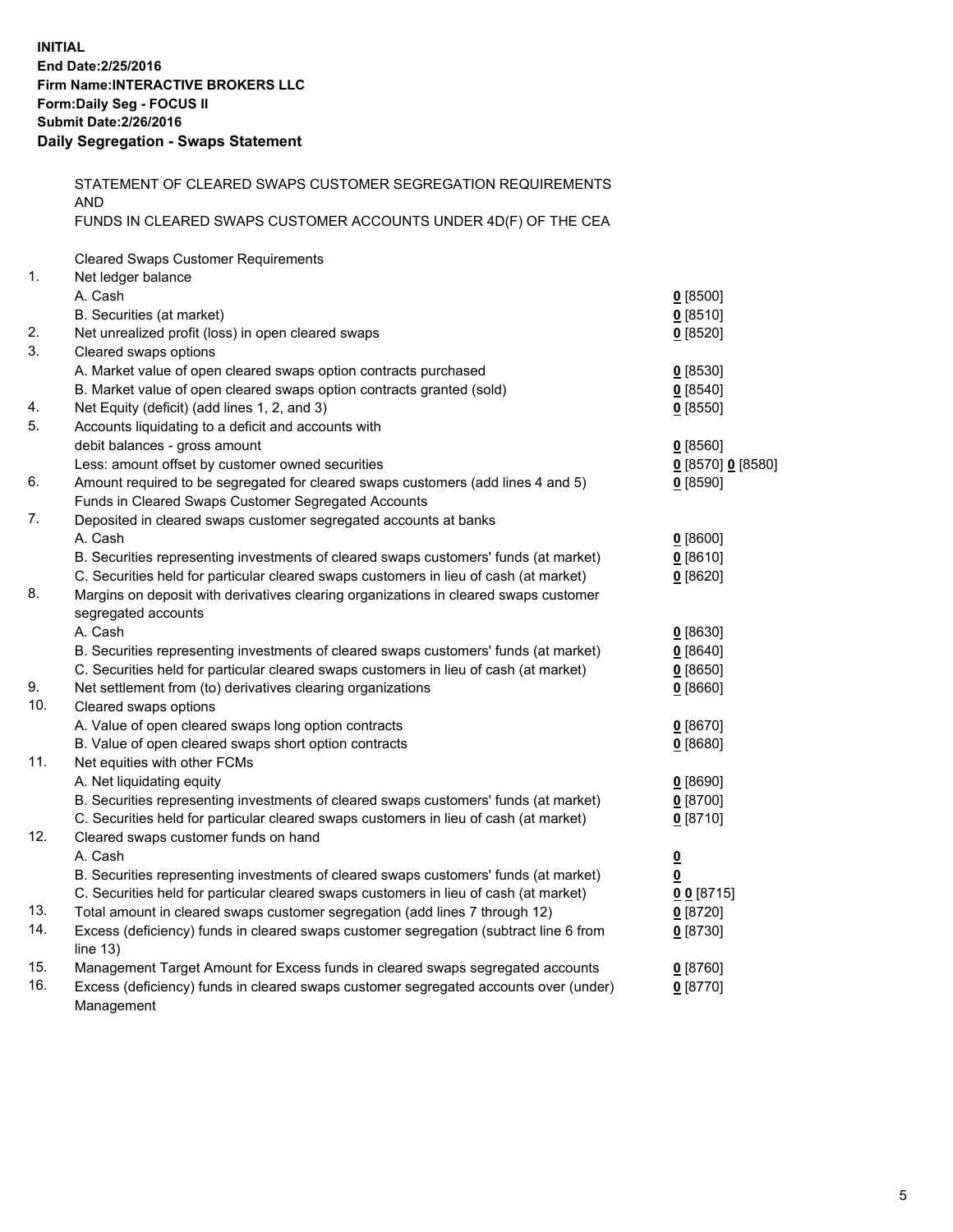**INITIAL**
**End Date:2/25/2016**
**Firm Name:INTERACTIVE BROKERS LLC**
**Form:Daily Seg - FOCUS II**
**Submit Date:2/26/2016**
**Daily Segregation - Swaps Statement**

STATEMENT OF CLEARED SWAPS CUSTOMER SEGREGATION REQUIREMENTS AND FUNDS IN CLEARED SWAPS CUSTOMER ACCOUNTS UNDER 4D(F) OF THE CEA

| | | |
|---|---|---|
| | Cleared Swaps Customer Requirements | |
| 1. | Net ledger balance | |
| | A. Cash | 0 [8500] |
| | B. Securities (at market) | 0 [8510] |
| 2. | Net unrealized profit (loss) in open cleared swaps | 0 [8520] |
| 3. | Cleared swaps options | |
| | A. Market value of open cleared swaps option contracts purchased | 0 [8530] |
| | B. Market value of open cleared swaps option contracts granted (sold) | 0 [8540] |
| 4. | Net Equity (deficit) (add lines 1, 2, and 3) | 0 [8550] |
| 5. | Accounts liquidating to a deficit and accounts with debit balances - gross amount | 0 [8560] |
| | Less: amount offset by customer owned securities | 0 [8570] 0 [8580] |
| 6. | Amount required to be segregated for cleared swaps customers (add lines 4 and 5) | 0 [8590] |
| | Funds in Cleared Swaps Customer Segregated Accounts | |
| 7. | Deposited in cleared swaps customer segregated accounts at banks | |
| | A. Cash | 0 [8600] |
| | B. Securities representing investments of cleared swaps customers' funds (at market) | 0 [8610] |
| | C. Securities held for particular cleared swaps customers in lieu of cash (at market) | 0 [8620] |
| 8. | Margins on deposit with derivatives clearing organizations in cleared swaps customer segregated accounts | |
| | A. Cash | 0 [8630] |
| | B. Securities representing investments of cleared swaps customers' funds (at market) | 0 [8640] |
| | C. Securities held for particular cleared swaps customers in lieu of cash (at market) | 0 [8650] |
| 9. | Net settlement from (to) derivatives clearing organizations | 0 [8660] |
| 10. | Cleared swaps options | |
| | A. Value of open cleared swaps long option contracts | 0 [8670] |
| | B. Value of open cleared swaps short option contracts | 0 [8680] |
| 11. | Net equities with other FCMs | |
| | A. Net liquidating equity | 0 [8690] |
| | B. Securities representing investments of cleared swaps customers' funds (at market) | 0 [8700] |
| | C. Securities held for particular cleared swaps customers in lieu of cash (at market) | 0 [8710] |
| 12. | Cleared swaps customer funds on hand | |
| | A. Cash | 0 |
| | B. Securities representing investments of cleared swaps customers' funds (at market) | 0 |
| | C. Securities held for particular cleared swaps customers in lieu of cash (at market) | 0 0 [8715] |
| 13. | Total amount in cleared swaps customer segregation (add lines 7 through 12) | 0 [8720] |
| 14. | Excess (deficiency) funds in cleared swaps customer segregation (subtract line 6 from line 13) | 0 [8730] |
| 15. | Management Target Amount for Excess funds in cleared swaps segregated accounts | 0 [8760] |
| 16. | Excess (deficiency) funds in cleared swaps customer segregated accounts over (under) Management | 0 [8770] |